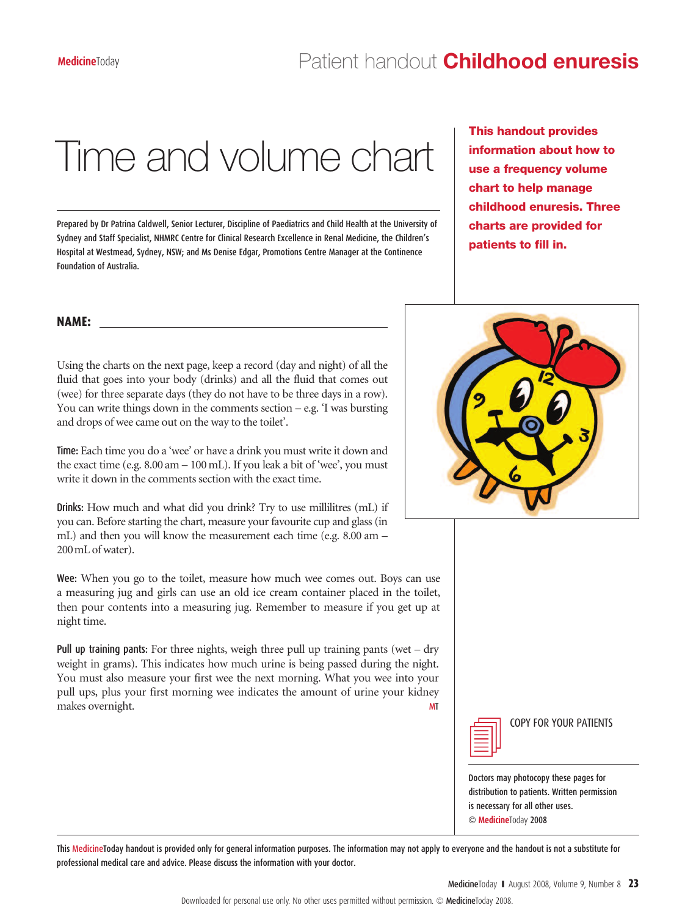# Patient handout Childhood enuresis

# Time and volume chart

Prepared by Dr Patrina Caldwell, Senior Lecturer, Discipline of Paediatrics and Child Health at the University of Sydney and Staff Specialist, NHMRC Centre for Clinical Research Excellence in Renal Medicine, the Children's Hospital at Westmead, Sydney, NSW; and Ms Denise Edgar, Promotions Centre Manager at the Continence Foundation of Australia.

**This handout provides information about how to use a frequency volume chart to help manage childhood enuresis. Three charts are provided for patients to fill in.**

**NAME:** ______________________________

Using the charts on the next page, keep a record (day and night) of all the fluid that goes into your body (drinks) and all the fluid that comes out (wee) for three separate days (they do not have to be three days in a row). You can write things down in the comments section – e.g. 'I was bursting and drops of wee came out on the way to the toilet'.

**Time:** Each time you do a 'wee' or have a drink you must write it down and the exact time (e.g. 8.00 am – 100 mL). If you leak a bit of 'wee', you must write it down in the comments section with the exact time.

**Drinks:** How much and what did you drink? Try to use millilitres (mL) if you can. Before starting the chart, measure your favourite cup and glass (in mL) and then you will know the measurement each time (e.g. 8.00 am – 200 mL of water).

**Wee:** When you go to the toilet, measure how much wee comes out. Boys can use a measuring jug and girls can use an old ice cream container placed in the toilet, then pour contents into a measuring jug. Remember to measure if you get up at night time.

**Pull up training pants:** For three nights, weigh three pull up training pants (wet – dry weight in grams). This indicates how much urine is being passed during the night. You must also measure your first wee the next morning. What you wee into your pull ups, plus your first morning wee indicates the amount of urine your kidney makes overnight. MT

COPY FOR YOUR PATIENTS

Doctors may photocopy these pages for distribution to patients. Written permission is necessary for all other uses.
© MedicineToday 2008

This MedicineToday handout is provided only for general information purposes. The information may not apply to everyone and the handout is not a substitute for professional medical care and advice. Please discuss the information with your doctor.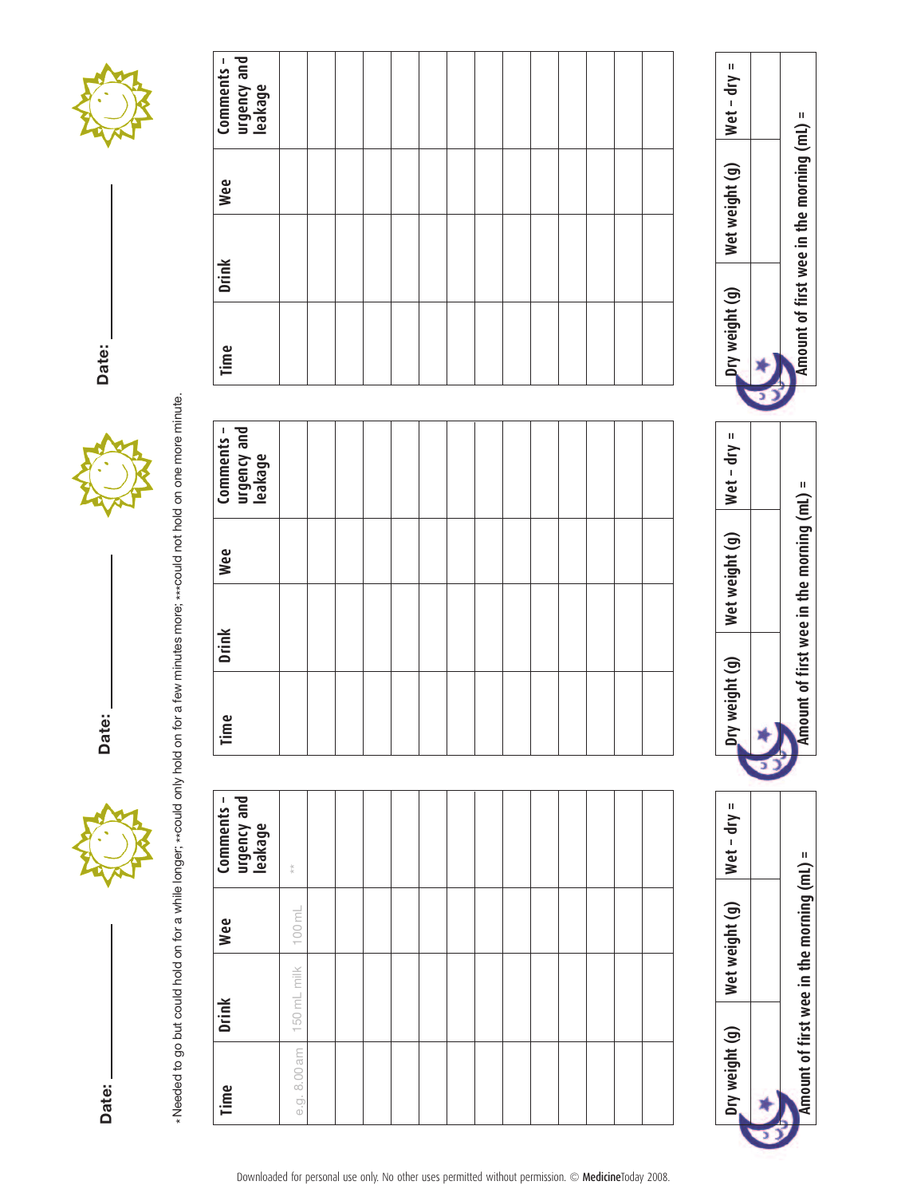Date: ____________

\*Needed to go but could hold on for a while longer; \*\*could only hold on for a few minutes more; \*\*\*could not hold on one more minute.

| Time | Drink | Wee | Comments - urgency and leakage |
| --- | --- | --- | --- |
| e.g. 8.00 am | 150 mL milk | 100 mL | ** |
| | | | |
| | | | |
| | | | |
| | | | |
| | | | |
| | | | |
| | | | |
| | | | |
| | | | |
| | | | |
| | | | |
| | | | |

| Dry weight (g) | Wet weight (g) | Wet – dry = |
| --- | --- | --- |
| | | |

Amount of first wee in the morning (mL) =

Date: ____________

| Time | Drink | Wee | Comments - urgency and leakage |
| --- | --- | --- | --- |
| | | | |
| | | | |
| | | | |
| | | | |
| | | | |
| | | | |
| | | | |
| | | | |
| | | | |
| | | | |
| | | | |
| | | | |
| | | | |
| | | | |

| Dry weight (g) | Wet weight (g) | Wet – dry = |
| --- | --- | --- |
| | | |

Amount of first wee in the morning (mL) =

Date: ____________

| Time | Drink | Wee | Comments - urgency and leakage |
| --- | --- | --- | --- |
| | | | |
| | | | |
| | | | |
| | | | |
| | | | |
| | | | |
| | | | |
| | | | |
| | | | |
| | | | |
| | | | |
| | | | |
| | | | |
| | | | |

| Dry weight (g) | Wet weight (g) | Wet – dry = |
| --- | --- | --- |
| | | |

Amount of first wee in the morning (mL) =

Downloaded for personal use only. No other uses permitted without permission. © MedicineToday 2008.